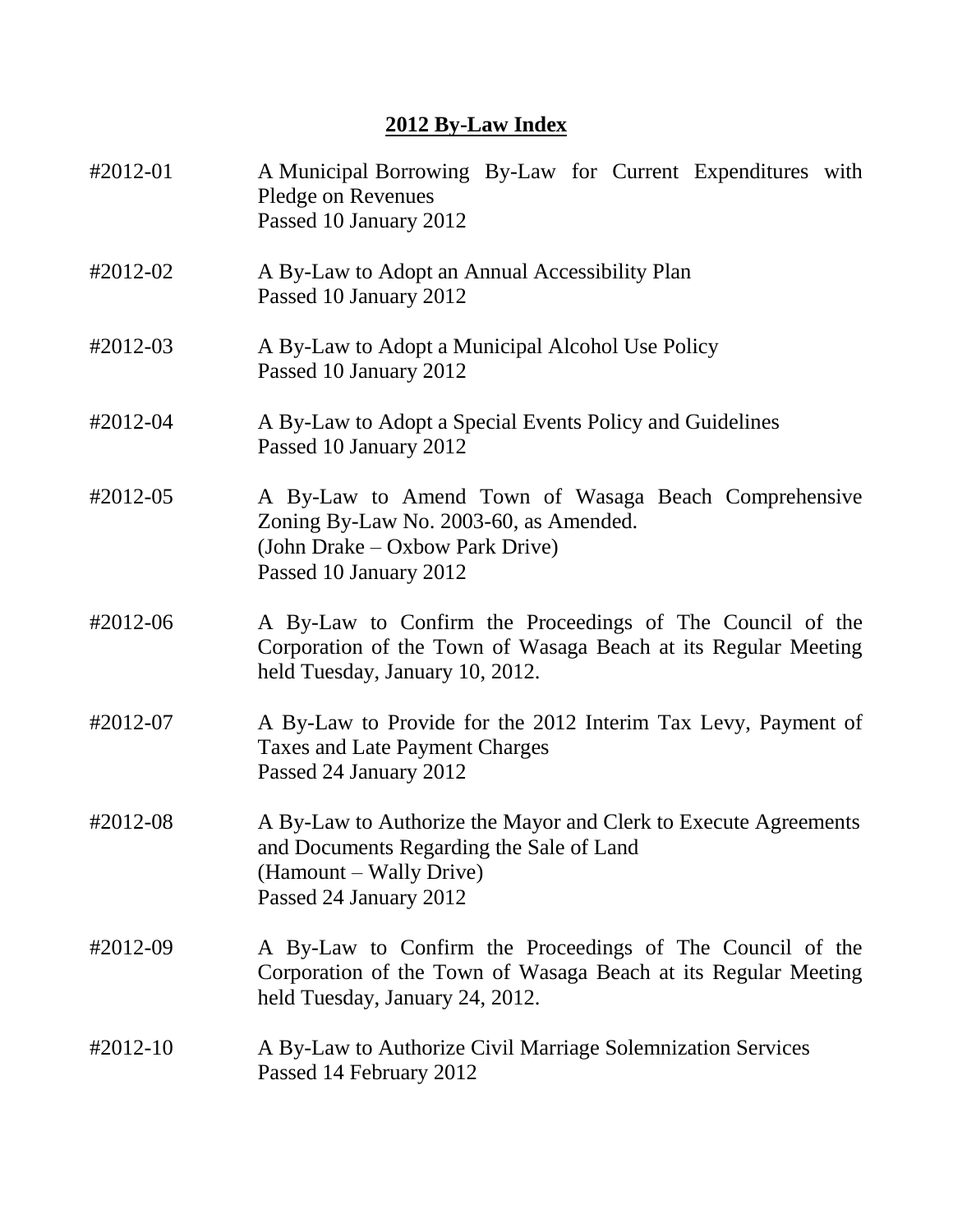# 2012 By-Law Index

#2012-01 A Municipal Borrowing By-Law for Current Expenditures with Pledge on Revenues
Passed 10 January 2012

#2012-02 A By-Law to Adopt an Annual Accessibility Plan
Passed 10 January 2012

#2012-03 A By-Law to Adopt a Municipal Alcohol Use Policy
Passed 10 January 2012

#2012-04 A By-Law to Adopt a Special Events Policy and Guidelines
Passed 10 January 2012

#2012-05 A By-Law to Amend Town of Wasaga Beach Comprehensive Zoning By-Law No. 2003-60, as Amended.
(John Drake – Oxbow Park Drive)
Passed 10 January 2012

#2012-06 A By-Law to Confirm the Proceedings of The Council of the Corporation of the Town of Wasaga Beach at its Regular Meeting held Tuesday, January 10, 2012.

#2012-07 A By-Law to Provide for the 2012 Interim Tax Levy, Payment of Taxes and Late Payment Charges
Passed 24 January 2012

#2012-08 A By-Law to Authorize the Mayor and Clerk to Execute Agreements and Documents Regarding the Sale of Land
(Hamount – Wally Drive)
Passed 24 January 2012

#2012-09 A By-Law to Confirm the Proceedings of The Council of the Corporation of the Town of Wasaga Beach at its Regular Meeting held Tuesday, January 24, 2012.

#2012-10 A By-Law to Authorize Civil Marriage Solemnization Services
Passed 14 February 2012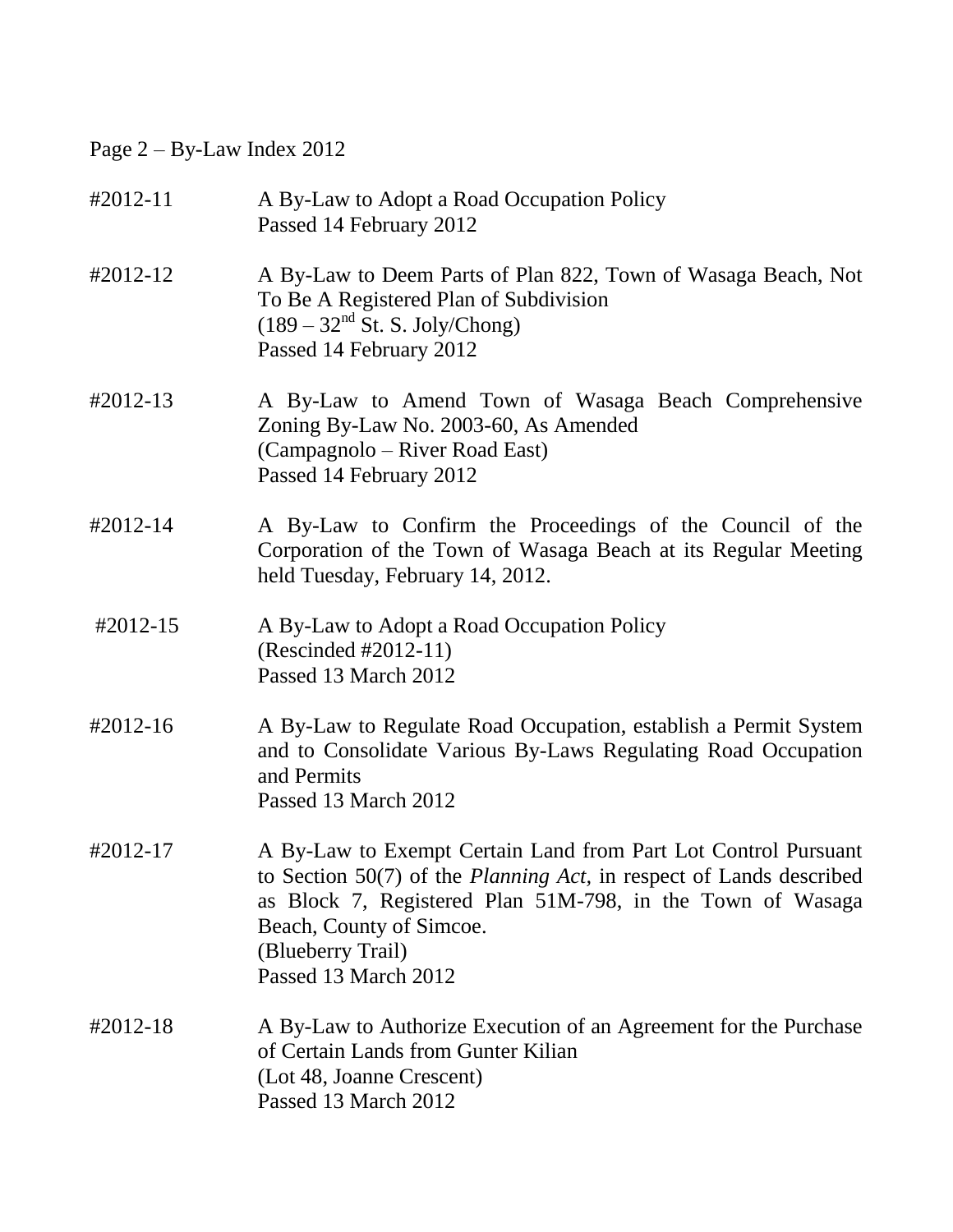**#2012-11**
A By-Law to Adopt a Road Occupation Policy
Passed 14 February 2012

**#2012-12**
A By-Law to Deem Parts of Plan 822, Town of Wasaga Beach, Not To Be A Registered Plan of Subdivision
(189 – 32nd St. S. Joly/Chong)
Passed 14 February 2012

**#2012-13**
A By-Law to Amend Town of Wasaga Beach Comprehensive Zoning By-Law No. 2003-60, As Amended
(Campagnolo – River Road East)
Passed 14 February 2012

**#2012-14**
A By-Law to Confirm the Proceedings of the Council of the Corporation of the Town of Wasaga Beach at its Regular Meeting held Tuesday, February 14, 2012.

**#2012-15**
A By-Law to Adopt a Road Occupation Policy
(Rescinded #2012-11)
Passed 13 March 2012

**#2012-16**
A By-Law to Regulate Road Occupation, establish a Permit System and to Consolidate Various By-Laws Regulating Road Occupation and Permits
Passed 13 March 2012

**#2012-17**
A By-Law to Exempt Certain Land from Part Lot Control Pursuant to Section 50(7) of the *Planning Act*, in respect of Lands described as Block 7, Registered Plan 51M-798, in the Town of Wasaga Beach, County of Simcoe.
(Blueberry Trail)
Passed 13 March 2012

**#2012-18**
A By-Law to Authorize Execution of an Agreement for the Purchase of Certain Lands from Gunter Kilian
(Lot 48, Joanne Crescent)
Passed 13 March 2012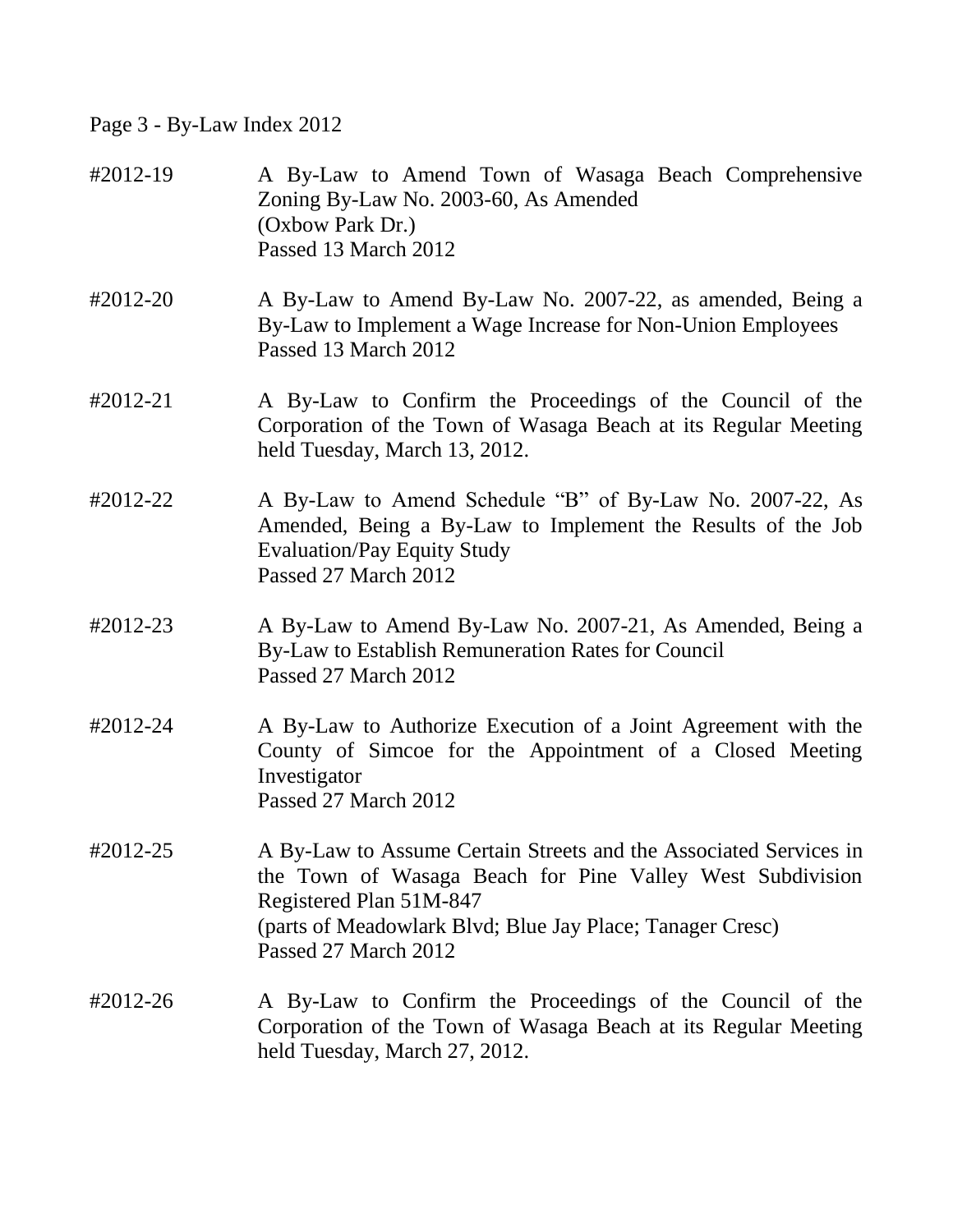Page 3 - By-Law Index 2012

| | |
|---|---|
| #2012-19 | A By-Law to Amend Town of Wasaga Beach Comprehensive Zoning By-Law No. 2003-60, As Amended<br>(Oxbow Park Dr.)<br>Passed 13 March 2012 |
| #2012-20 | A By-Law to Amend By-Law No. 2007-22, as amended, Being a By-Law to Implement a Wage Increase for Non-Union Employees<br>Passed 13 March 2012 |
| #2012-21 | A By-Law to Confirm the Proceedings of the Council of the Corporation of the Town of Wasaga Beach at its Regular Meeting held Tuesday, March 13, 2012. |
| #2012-22 | A By-Law to Amend Schedule "B" of By-Law No. 2007-22, As Amended, Being a By-Law to Implement the Results of the Job Evaluation/Pay Equity Study<br>Passed 27 March 2012 |
| #2012-23 | A By-Law to Amend By-Law No. 2007-21, As Amended, Being a By-Law to Establish Remuneration Rates for Council<br>Passed 27 March 2012 |
| #2012-24 | A By-Law to Authorize Execution of a Joint Agreement with the County of Simcoe for the Appointment of a Closed Meeting Investigator<br>Passed 27 March 2012 |
| #2012-25 | A By-Law to Assume Certain Streets and the Associated Services in the Town of Wasaga Beach for Pine Valley West Subdivision Registered Plan 51M-847<br>(parts of Meadowlark Blvd; Blue Jay Place; Tanager Cresc)<br>Passed 27 March 2012 |
| #2012-26 | A By-Law to Confirm the Proceedings of the Council of the Corporation of the Town of Wasaga Beach at its Regular Meeting held Tuesday, March 27, 2012. |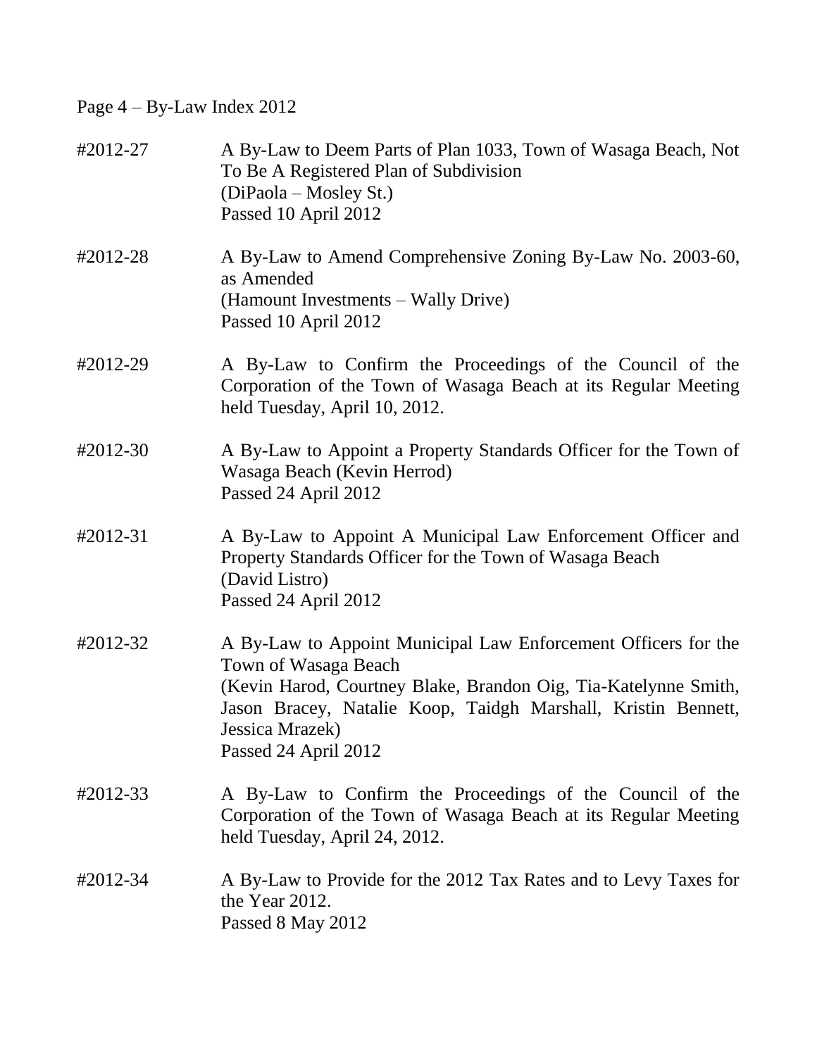#2012-27 A By-Law to Deem Parts of Plan 1033, Town of Wasaga Beach, Not To Be A Registered Plan of Subdivision
(DiPaola – Mosley St.)
Passed 10 April 2012

#2012-28 A By-Law to Amend Comprehensive Zoning By-Law No. 2003-60, as Amended
(Hamount Investments – Wally Drive)
Passed 10 April 2012

#2012-29 A By-Law to Confirm the Proceedings of the Council of the Corporation of the Town of Wasaga Beach at its Regular Meeting held Tuesday, April 10, 2012.

#2012-30 A By-Law to Appoint a Property Standards Officer for the Town of Wasaga Beach (Kevin Herrod)
Passed 24 April 2012

#2012-31 A By-Law to Appoint A Municipal Law Enforcement Officer and Property Standards Officer for the Town of Wasaga Beach
(David Listro)
Passed 24 April 2012

#2012-32 A By-Law to Appoint Municipal Law Enforcement Officers for the Town of Wasaga Beach
(Kevin Harod, Courtney Blake, Brandon Oig, Tia-Katelynne Smith, Jason Bracey, Natalie Koop, Taidgh Marshall, Kristin Bennett, Jessica Mrazek)
Passed 24 April 2012

#2012-33 A By-Law to Confirm the Proceedings of the Council of the Corporation of the Town of Wasaga Beach at its Regular Meeting held Tuesday, April 24, 2012.

#2012-34 A By-Law to Provide for the 2012 Tax Rates and to Levy Taxes for the Year 2012.
Passed 8 May 2012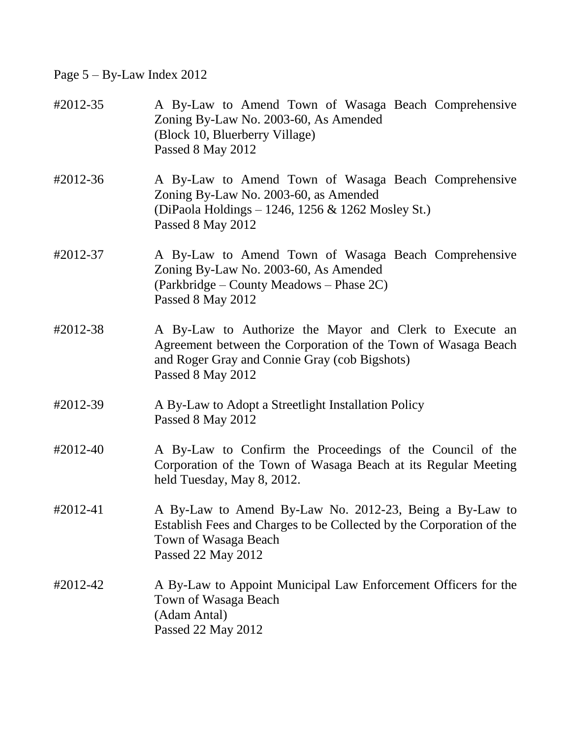Page 5 – By-Law Index 2012

#2012-35 A By-Law to Amend Town of Wasaga Beach Comprehensive Zoning By-Law No. 2003-60, As Amended
(Block 10, Bluerberry Village)
Passed 8 May 2012

#2012-36 A By-Law to Amend Town of Wasaga Beach Comprehensive Zoning By-Law No. 2003-60, as Amended
(DiPaola Holdings – 1246, 1256 & 1262 Mosley St.)
Passed 8 May 2012

#2012-37 A By-Law to Amend Town of Wasaga Beach Comprehensive Zoning By-Law No. 2003-60, As Amended
(Parkbridge – County Meadows – Phase 2C)
Passed 8 May 2012

#2012-38 A By-Law to Authorize the Mayor and Clerk to Execute an Agreement between the Corporation of the Town of Wasaga Beach and Roger Gray and Connie Gray (cob Bigshots)
Passed 8 May 2012

#2012-39 A By-Law to Adopt a Streetlight Installation Policy
Passed 8 May 2012

#2012-40 A By-Law to Confirm the Proceedings of the Council of the Corporation of the Town of Wasaga Beach at its Regular Meeting held Tuesday, May 8, 2012.

#2012-41 A By-Law to Amend By-Law No. 2012-23, Being a By-Law to Establish Fees and Charges to be Collected by the Corporation of the Town of Wasaga Beach
Passed 22 May 2012

#2012-42 A By-Law to Appoint Municipal Law Enforcement Officers for the Town of Wasaga Beach
(Adam Antal)
Passed 22 May 2012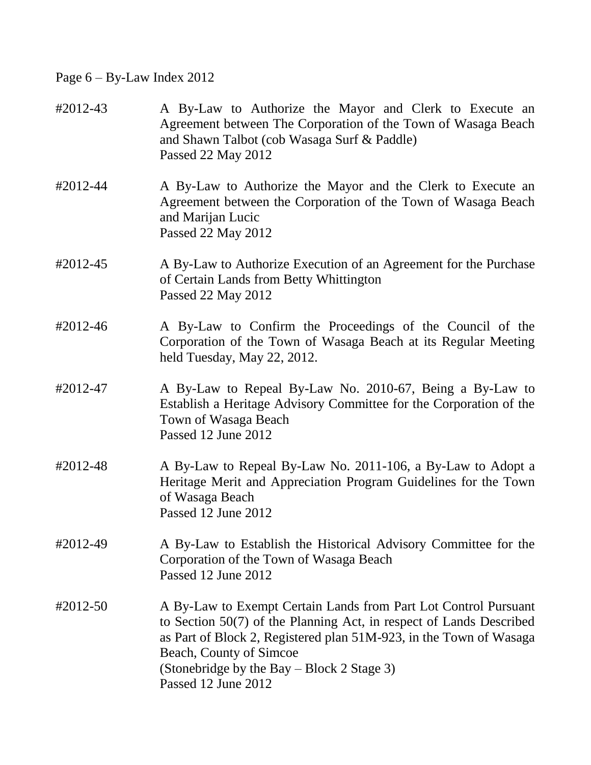Page 6 – By-Law Index 2012

#2012-43 A By-Law to Authorize the Mayor and Clerk to Execute an Agreement between The Corporation of the Town of Wasaga Beach and Shawn Talbot (cob Wasaga Surf & Paddle)
Passed 22 May 2012

#2012-44 A By-Law to Authorize the Mayor and the Clerk to Execute an Agreement between the Corporation of the Town of Wasaga Beach and Marijan Lucic
Passed 22 May 2012

#2012-45 A By-Law to Authorize Execution of an Agreement for the Purchase of Certain Lands from Betty Whittington
Passed 22 May 2012

#2012-46 A By-Law to Confirm the Proceedings of the Council of the Corporation of the Town of Wasaga Beach at its Regular Meeting held Tuesday, May 22, 2012.

#2012-47 A By-Law to Repeal By-Law No. 2010-67, Being a By-Law to Establish a Heritage Advisory Committee for the Corporation of the Town of Wasaga Beach
Passed 12 June 2012

#2012-48 A By-Law to Repeal By-Law No. 2011-106, a By-Law to Adopt a Heritage Merit and Appreciation Program Guidelines for the Town of Wasaga Beach
Passed 12 June 2012

#2012-49 A By-Law to Establish the Historical Advisory Committee for the Corporation of the Town of Wasaga Beach
Passed 12 June 2012

#2012-50 A By-Law to Exempt Certain Lands from Part Lot Control Pursuant to Section 50(7) of the Planning Act, in respect of Lands Described as Part of Block 2, Registered plan 51M-923, in the Town of Wasaga Beach, County of Simcoe
(Stonebridge by the Bay – Block 2 Stage 3)
Passed 12 June 2012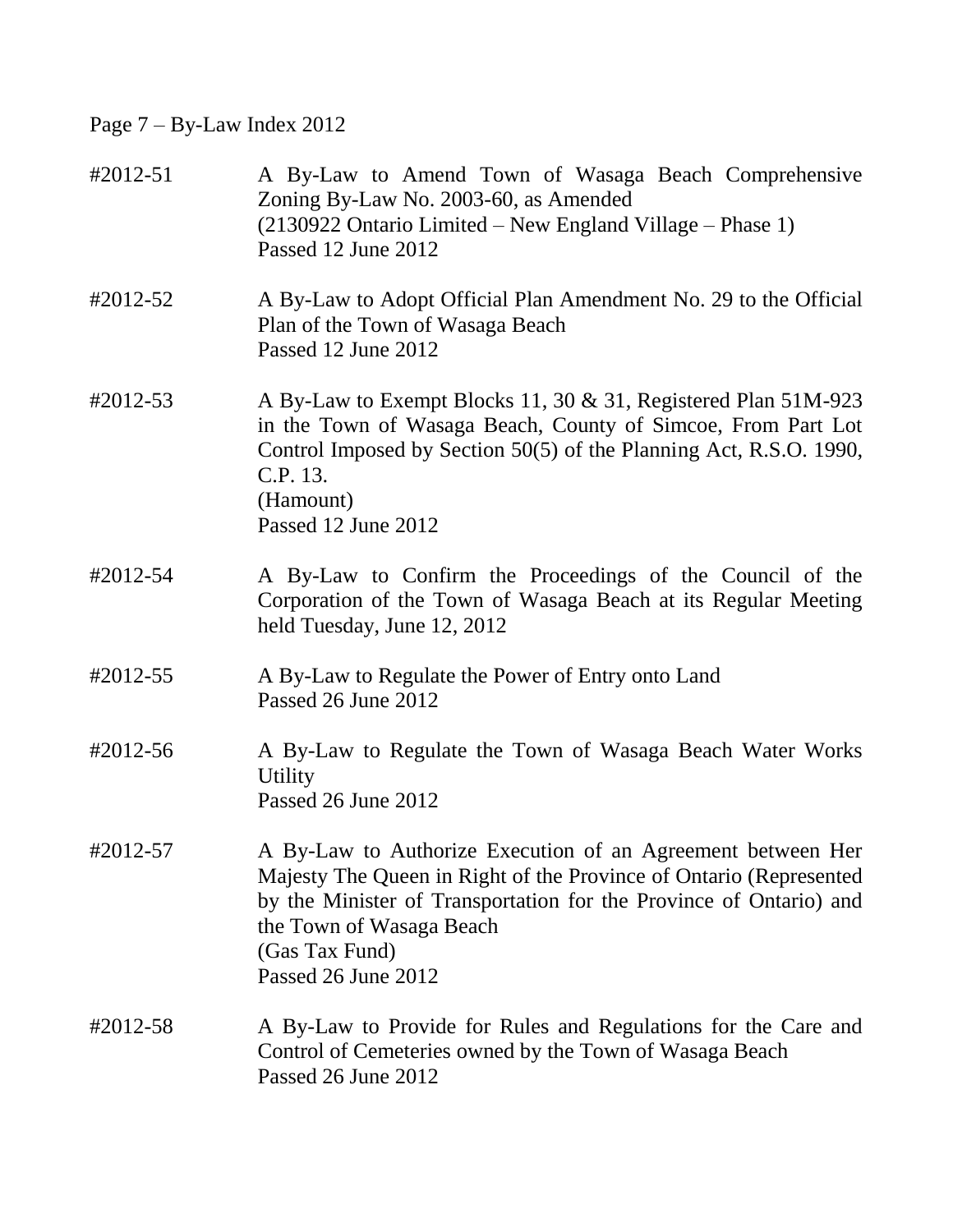Page 7 – By-Law Index 2012

#2012-51 A By-Law to Amend Town of Wasaga Beach Comprehensive Zoning By-Law No. 2003-60, as Amended
(2130922 Ontario Limited – New England Village – Phase 1)
Passed 12 June 2012

#2012-52 A By-Law to Adopt Official Plan Amendment No. 29 to the Official Plan of the Town of Wasaga Beach
Passed 12 June 2012

#2012-53 A By-Law to Exempt Blocks 11, 30 & 31, Registered Plan 51M-923 in the Town of Wasaga Beach, County of Simcoe, From Part Lot Control Imposed by Section 50(5) of the Planning Act, R.S.O. 1990, C.P. 13.
(Hamount)
Passed 12 June 2012

#2012-54 A By-Law to Confirm the Proceedings of the Council of the Corporation of the Town of Wasaga Beach at its Regular Meeting held Tuesday, June 12, 2012

#2012-55 A By-Law to Regulate the Power of Entry onto Land
Passed 26 June 2012

#2012-56 A By-Law to Regulate the Town of Wasaga Beach Water Works Utility
Passed 26 June 2012

#2012-57 A By-Law to Authorize Execution of an Agreement between Her Majesty The Queen in Right of the Province of Ontario (Represented by the Minister of Transportation for the Province of Ontario) and the Town of Wasaga Beach
(Gas Tax Fund)
Passed 26 June 2012

#2012-58 A By-Law to Provide for Rules and Regulations for the Care and Control of Cemeteries owned by the Town of Wasaga Beach
Passed 26 June 2012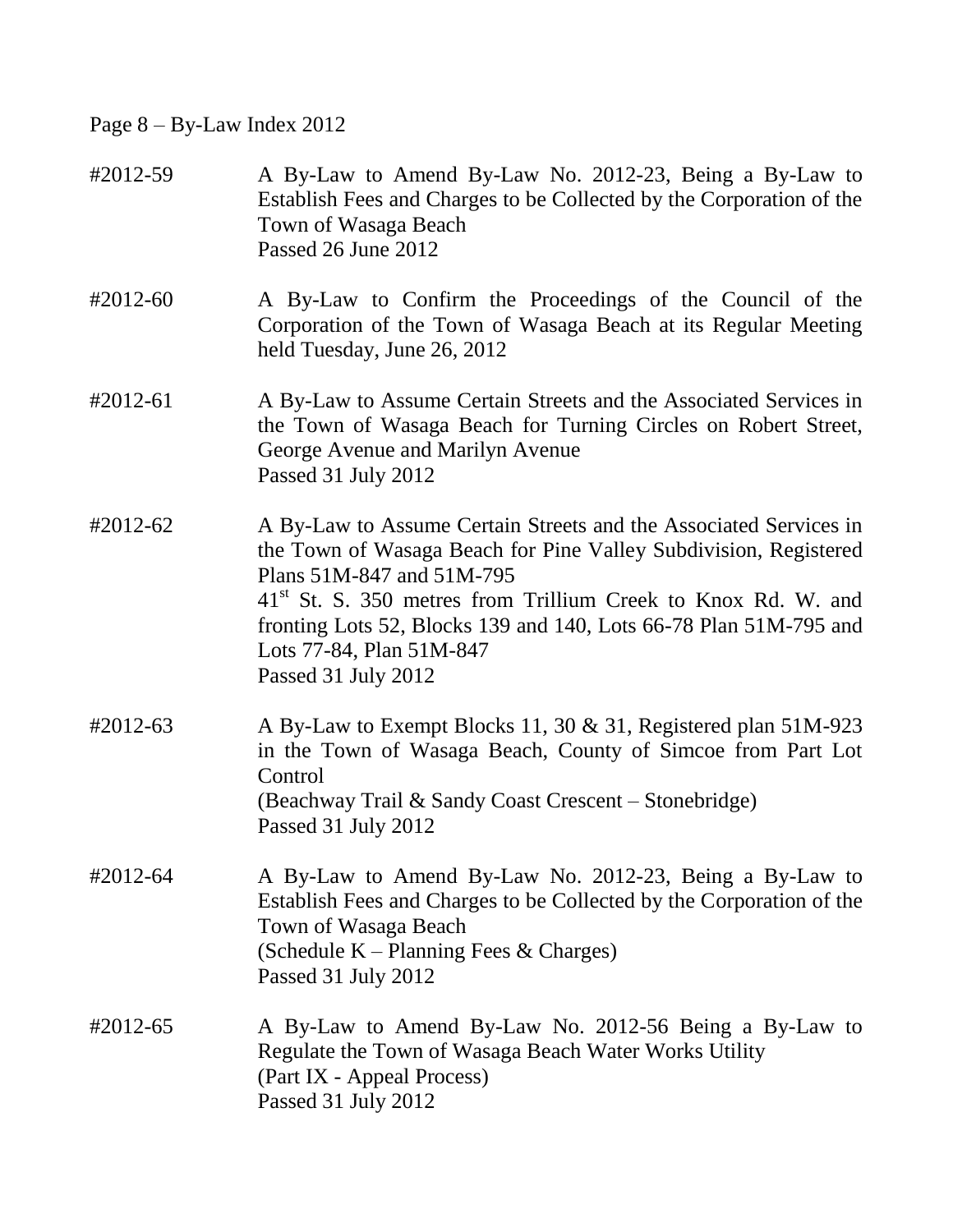Page 8 – By-Law Index 2012

#2012-59 A By-Law to Amend By-Law No. 2012-23, Being a By-Law to Establish Fees and Charges to be Collected by the Corporation of the Town of Wasaga Beach
Passed 26 June 2012

#2012-60 A By-Law to Confirm the Proceedings of the Council of the Corporation of the Town of Wasaga Beach at its Regular Meeting held Tuesday, June 26, 2012

#2012-61 A By-Law to Assume Certain Streets and the Associated Services in the Town of Wasaga Beach for Turning Circles on Robert Street, George Avenue and Marilyn Avenue
Passed 31 July 2012

#2012-62 A By-Law to Assume Certain Streets and the Associated Services in the Town of Wasaga Beach for Pine Valley Subdivision, Registered Plans 51M-847 and 51M-795
41st St. S. 350 metres from Trillium Creek to Knox Rd. W. and fronting Lots 52, Blocks 139 and 140, Lots 66-78 Plan 51M-795 and Lots 77-84, Plan 51M-847
Passed 31 July 2012

#2012-63 A By-Law to Exempt Blocks 11, 30 & 31, Registered plan 51M-923 in the Town of Wasaga Beach, County of Simcoe from Part Lot Control
(Beachway Trail & Sandy Coast Crescent – Stonebridge)
Passed 31 July 2012

#2012-64 A By-Law to Amend By-Law No. 2012-23, Being a By-Law to Establish Fees and Charges to be Collected by the Corporation of the Town of Wasaga Beach
(Schedule K – Planning Fees & Charges)
Passed 31 July 2012

#2012-65 A By-Law to Amend By-Law No. 2012-56 Being a By-Law to Regulate the Town of Wasaga Beach Water Works Utility
(Part IX - Appeal Process)
Passed 31 July 2012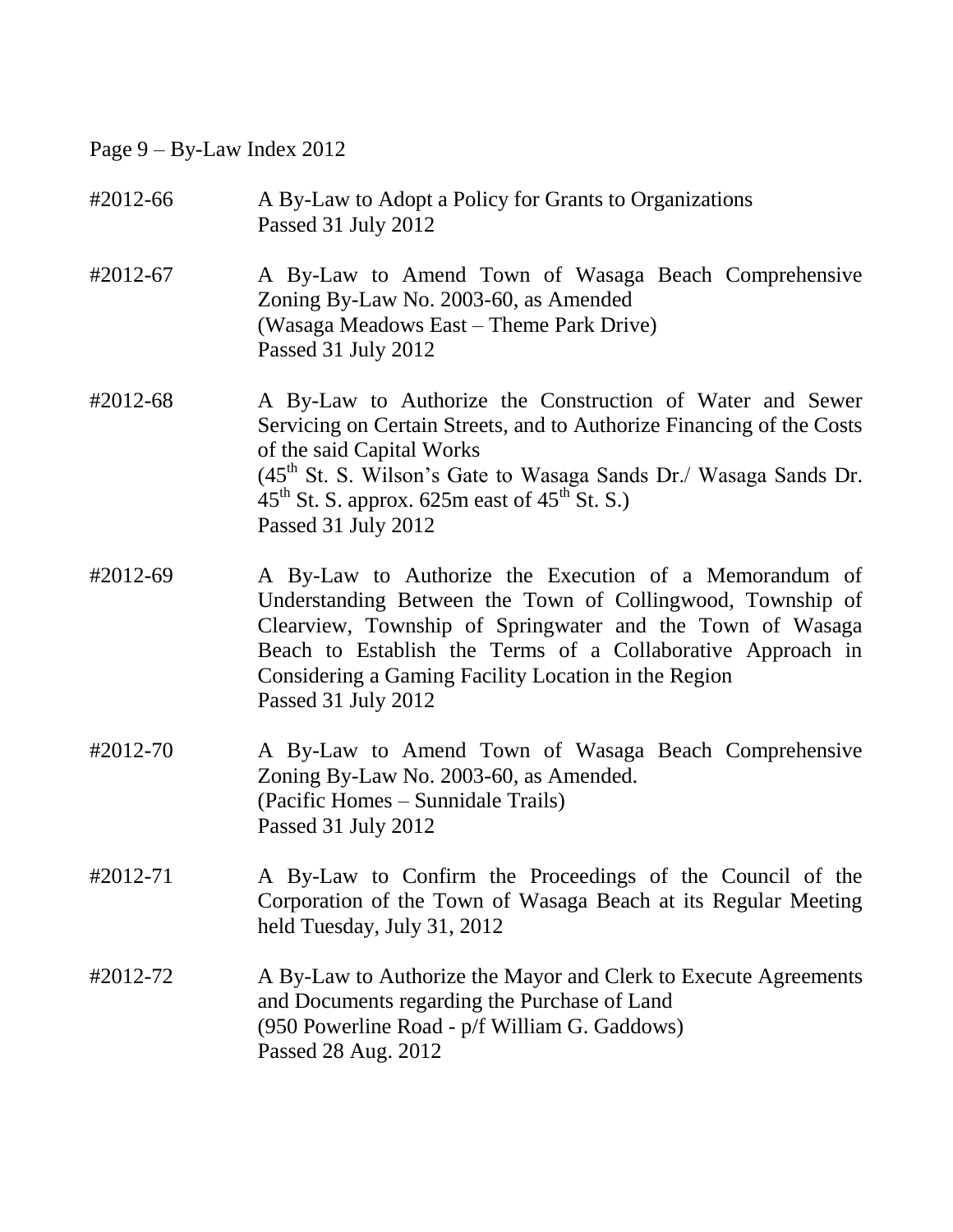Page 9 – By-Law Index 2012

#2012-66 A By-Law to Adopt a Policy for Grants to Organizations
Passed 31 July 2012

#2012-67 A By-Law to Amend Town of Wasaga Beach Comprehensive Zoning By-Law No. 2003-60, as Amended
(Wasaga Meadows East – Theme Park Drive)
Passed 31 July 2012

#2012-68 A By-Law to Authorize the Construction of Water and Sewer Servicing on Certain Streets, and to Authorize Financing of the Costs of the said Capital Works
(45th St. S. Wilson's Gate to Wasaga Sands Dr./ Wasaga Sands Dr. 45th St. S. approx. 625m east of 45th St. S.)
Passed 31 July 2012

#2012-69 A By-Law to Authorize the Execution of a Memorandum of Understanding Between the Town of Collingwood, Township of Clearview, Township of Springwater and the Town of Wasaga Beach to Establish the Terms of a Collaborative Approach in Considering a Gaming Facility Location in the Region
Passed 31 July 2012

#2012-70 A By-Law to Amend Town of Wasaga Beach Comprehensive Zoning By-Law No. 2003-60, as Amended.
(Pacific Homes – Sunnidale Trails)
Passed 31 July 2012

#2012-71 A By-Law to Confirm the Proceedings of the Council of the Corporation of the Town of Wasaga Beach at its Regular Meeting held Tuesday, July 31, 2012

#2012-72 A By-Law to Authorize the Mayor and Clerk to Execute Agreements and Documents regarding the Purchase of Land
(950 Powerline Road - p/f William G. Gaddows)
Passed 28 Aug. 2012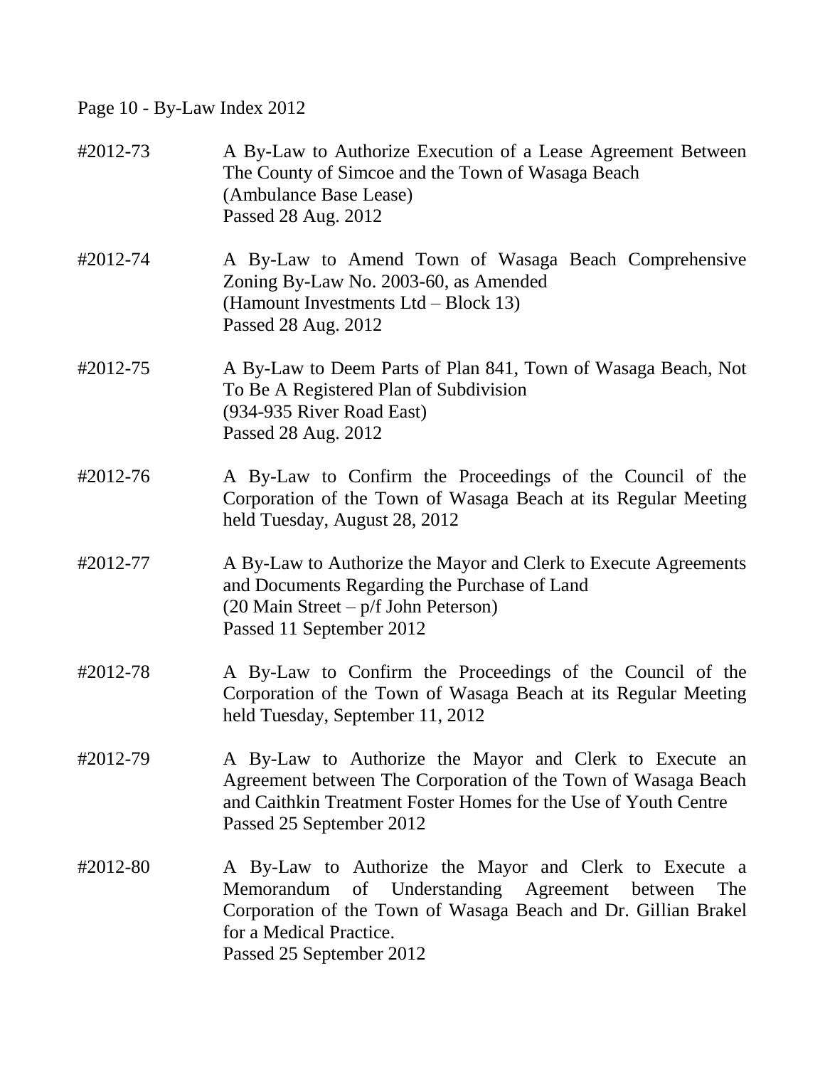Page 10 - By-Law Index 2012

| | |
|---|---|
| #2012-73 | A By-Law to Authorize Execution of a Lease Agreement Between The County of Simcoe and the Town of Wasaga Beach<br>(Ambulance Base Lease)<br>Passed 28 Aug. 2012 |
| #2012-74 | A By-Law to Amend Town of Wasaga Beach Comprehensive Zoning By-Law No. 2003-60, as Amended<br>(Hamount Investments Ltd – Block 13)<br>Passed 28 Aug. 2012 |
| #2012-75 | A By-Law to Deem Parts of Plan 841, Town of Wasaga Beach, Not To Be A Registered Plan of Subdivision<br>(934-935 River Road East)<br>Passed 28 Aug. 2012 |
| #2012-76 | A By-Law to Confirm the Proceedings of the Council of the Corporation of the Town of Wasaga Beach at its Regular Meeting held Tuesday, August 28, 2012 |
| #2012-77 | A By-Law to Authorize the Mayor and Clerk to Execute Agreements and Documents Regarding the Purchase of Land<br>(20 Main Street – p/f John Peterson)<br>Passed 11 September 2012 |
| #2012-78 | A By-Law to Confirm the Proceedings of the Council of the Corporation of the Town of Wasaga Beach at its Regular Meeting held Tuesday, September 11, 2012 |
| #2012-79 | A By-Law to Authorize the Mayor and Clerk to Execute an Agreement between The Corporation of the Town of Wasaga Beach and Caithkin Treatment Foster Homes for the Use of Youth Centre<br>Passed 25 September 2012 |
| #2012-80 | A By-Law to Authorize the Mayor and Clerk to Execute a Memorandum of Understanding Agreement between The Corporation of the Town of Wasaga Beach and Dr. Gillian Brakel for a Medical Practice.<br>Passed 25 September 2012 |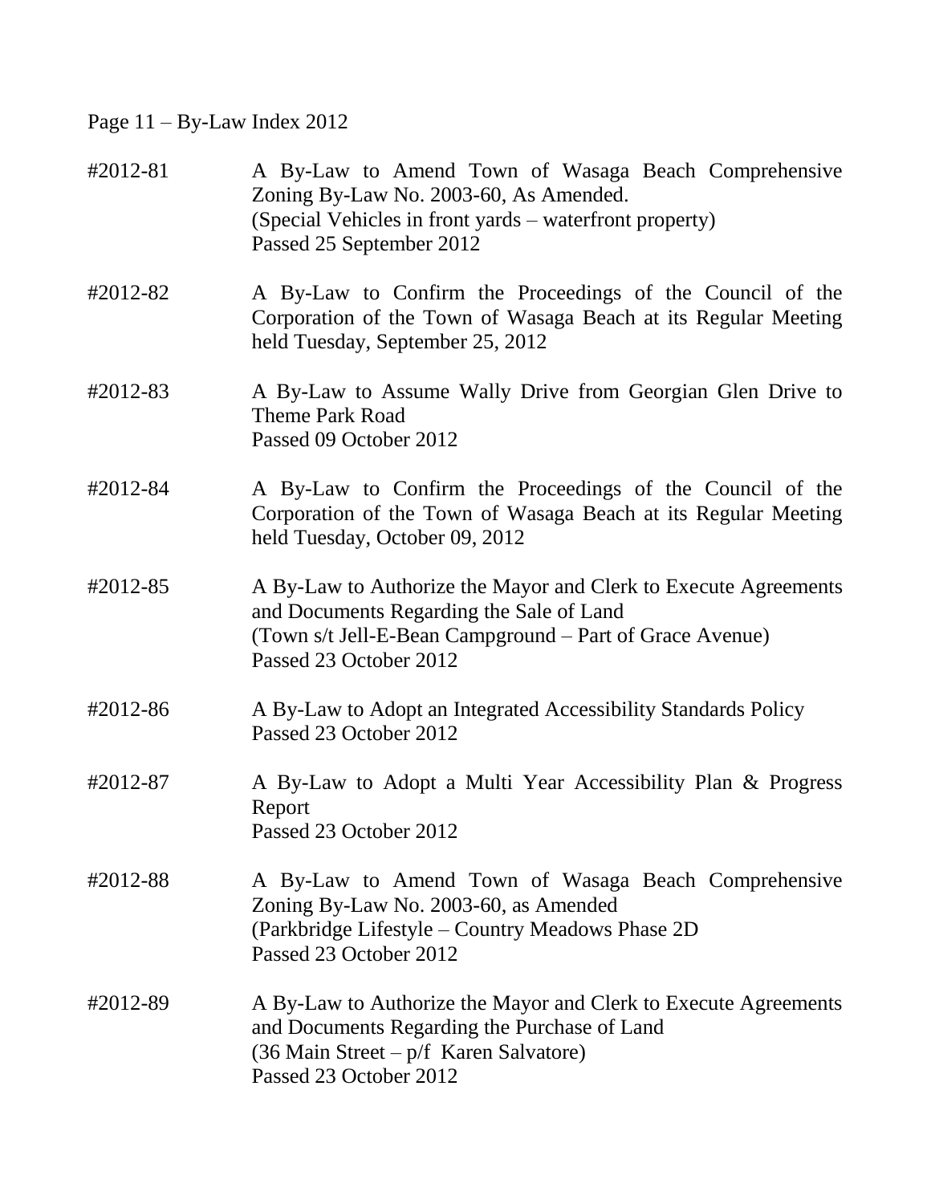Page 11 – By-Law Index 2012

#2012-81 A By-Law to Amend Town of Wasaga Beach Comprehensive Zoning By-Law No. 2003-60, As Amended.
(Special Vehicles in front yards – waterfront property)
Passed 25 September 2012

#2012-82 A By-Law to Confirm the Proceedings of the Council of the Corporation of the Town of Wasaga Beach at its Regular Meeting held Tuesday, September 25, 2012

#2012-83 A By-Law to Assume Wally Drive from Georgian Glen Drive to Theme Park Road
Passed 09 October 2012

#2012-84 A By-Law to Confirm the Proceedings of the Council of the Corporation of the Town of Wasaga Beach at its Regular Meeting held Tuesday, October 09, 2012

#2012-85 A By-Law to Authorize the Mayor and Clerk to Execute Agreements and Documents Regarding the Sale of Land
(Town s/t Jell-E-Bean Campground – Part of Grace Avenue)
Passed 23 October 2012

#2012-86 A By-Law to Adopt an Integrated Accessibility Standards Policy
Passed 23 October 2012

#2012-87 A By-Law to Adopt a Multi Year Accessibility Plan & Progress Report
Passed 23 October 2012

#2012-88 A By-Law to Amend Town of Wasaga Beach Comprehensive Zoning By-Law No. 2003-60, as Amended
(Parkbridge Lifestyle – Country Meadows Phase 2D
Passed 23 October 2012

#2012-89 A By-Law to Authorize the Mayor and Clerk to Execute Agreements and Documents Regarding the Purchase of Land
(36 Main Street – p/f Karen Salvatore)
Passed 23 October 2012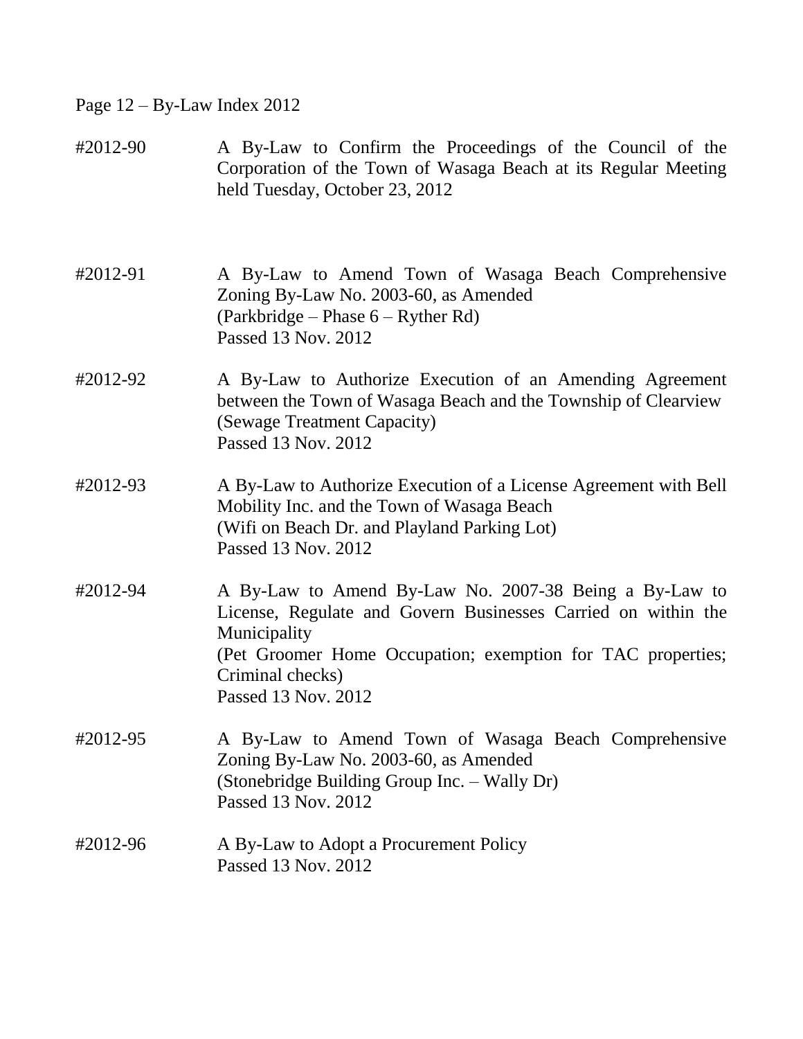Page 12 – By-Law Index 2012

#2012-90 A By-Law to Confirm the Proceedings of the Council of the Corporation of the Town of Wasaga Beach at its Regular Meeting held Tuesday, October 23, 2012

#2012-91 A By-Law to Amend Town of Wasaga Beach Comprehensive Zoning By-Law No. 2003-60, as Amended
(Parkbridge – Phase 6 – Ryther Rd)
Passed 13 Nov. 2012

#2012-92 A By-Law to Authorize Execution of an Amending Agreement between the Town of Wasaga Beach and the Township of Clearview
(Sewage Treatment Capacity)
Passed 13 Nov. 2012

#2012-93 A By-Law to Authorize Execution of a License Agreement with Bell Mobility Inc. and the Town of Wasaga Beach
(Wifi on Beach Dr. and Playland Parking Lot)
Passed 13 Nov. 2012

#2012-94 A By-Law to Amend By-Law No. 2007-38 Being a By-Law to License, Regulate and Govern Businesses Carried on within the Municipality
(Pet Groomer Home Occupation; exemption for TAC properties; Criminal checks)
Passed 13 Nov. 2012

#2012-95 A By-Law to Amend Town of Wasaga Beach Comprehensive Zoning By-Law No. 2003-60, as Amended
(Stonebridge Building Group Inc. – Wally Dr)
Passed 13 Nov. 2012

#2012-96 A By-Law to Adopt a Procurement Policy
Passed 13 Nov. 2012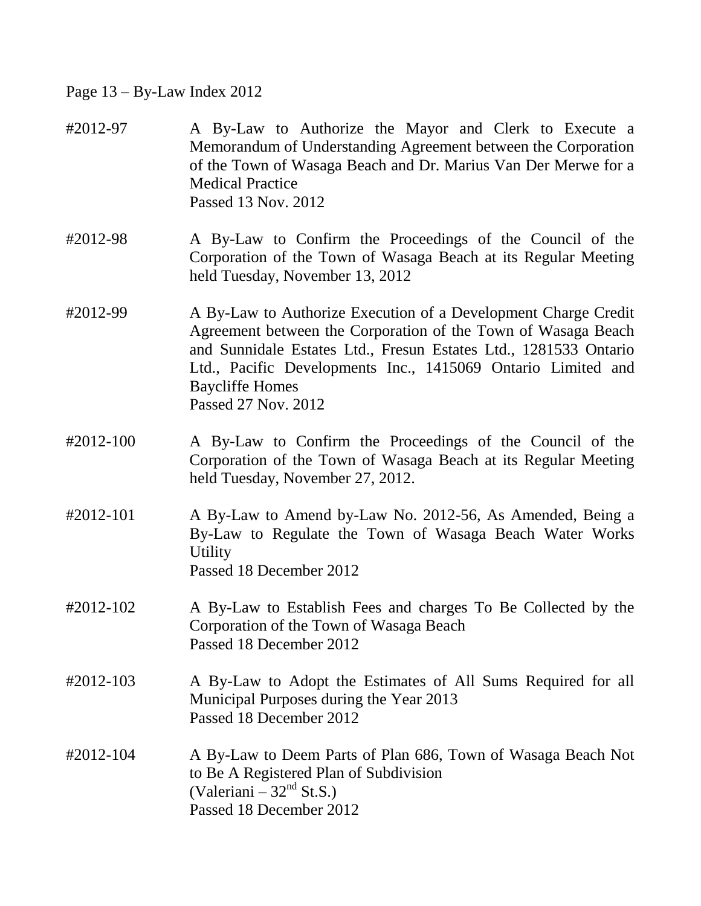Page 13 – By-Law Index 2012

#2012-97 A By-Law to Authorize the Mayor and Clerk to Execute a Memorandum of Understanding Agreement between the Corporation of the Town of Wasaga Beach and Dr. Marius Van Der Merwe for a Medical Practice
Passed 13 Nov. 2012

#2012-98 A By-Law to Confirm the Proceedings of the Council of the Corporation of the Town of Wasaga Beach at its Regular Meeting held Tuesday, November 13, 2012

#2012-99 A By-Law to Authorize Execution of a Development Charge Credit Agreement between the Corporation of the Town of Wasaga Beach and Sunnidale Estates Ltd., Fresun Estates Ltd., 1281533 Ontario Ltd., Pacific Developments Inc., 1415069 Ontario Limited and Baycliffe Homes
Passed 27 Nov. 2012

#2012-100 A By-Law to Confirm the Proceedings of the Council of the Corporation of the Town of Wasaga Beach at its Regular Meeting held Tuesday, November 27, 2012.

#2012-101 A By-Law to Amend by-Law No. 2012-56, As Amended, Being a By-Law to Regulate the Town of Wasaga Beach Water Works Utility
Passed 18 December 2012

#2012-102 A By-Law to Establish Fees and charges To Be Collected by the Corporation of the Town of Wasaga Beach
Passed 18 December 2012

#2012-103 A By-Law to Adopt the Estimates of All Sums Required for all Municipal Purposes during the Year 2013
Passed 18 December 2012

#2012-104 A By-Law to Deem Parts of Plan 686, Town of Wasaga Beach Not to Be A Registered Plan of Subdivision
(Valeriani – 32nd St.S.)
Passed 18 December 2012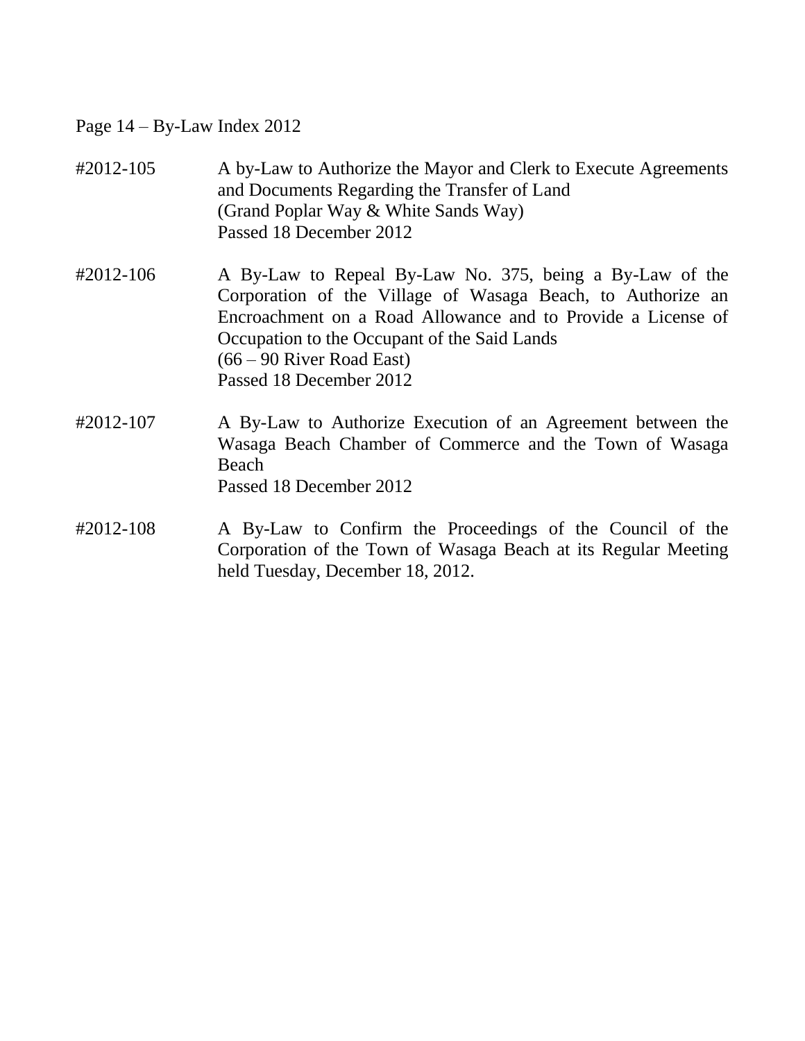Page 14 – By-Law Index 2012

| | |
|---|---|
| #2012-105 | A by-Law to Authorize the Mayor and Clerk to Execute Agreements and Documents Regarding the Transfer of Land<br>(Grand Poplar Way & White Sands Way)<br>Passed 18 December 2012 |
| #2012-106 | A By-Law to Repeal By-Law No. 375, being a By-Law of the Corporation of the Village of Wasaga Beach, to Authorize an Encroachment on a Road Allowance and to Provide a License of Occupation to the Occupant of the Said Lands<br>(66 – 90 River Road East)<br>Passed 18 December 2012 |
| #2012-107 | A By-Law to Authorize Execution of an Agreement between the Wasaga Beach Chamber of Commerce and the Town of Wasaga Beach<br>Passed 18 December 2012 |
| #2012-108 | A By-Law to Confirm the Proceedings of the Council of the Corporation of the Town of Wasaga Beach at its Regular Meeting held Tuesday, December 18, 2012. |